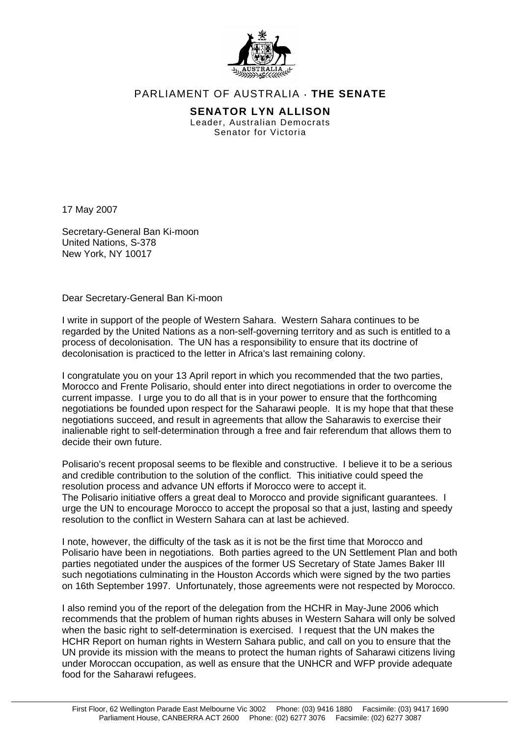PARLIAMENT OF AUSTRALIA · **THE SENATE**

**SENATOR LYN ALLISON**
Leader, Australian Democrats
Senator for Victoria

17 May 2007

Secretary-General Ban Ki-moon
United Nations, S-378
New York, NY 10017

Dear Secretary-General Ban Ki-moon

I write in support of the people of Western Sahara. Western Sahara continues to be regarded by the United Nations as a non-self-governing territory and as such is entitled to a process of decolonisation. The UN has a responsibility to ensure that its doctrine of decolonisation is practiced to the letter in Africa's last remaining colony.

I congratulate you on your 13 April report in which you recommended that the two parties, Morocco and Frente Polisario, should enter into direct negotiations in order to overcome the current impasse. I urge you to do all that is in your power to ensure that the forthcoming negotiations be founded upon respect for the Saharawi people. It is my hope that that these negotiations succeed, and result in agreements that allow the Saharawis to exercise their inalienable right to self-determination through a free and fair referendum that allows them to decide their own future.

Polisario's recent proposal seems to be flexible and constructive. I believe it to be a serious and credible contribution to the solution of the conflict. This initiative could speed the resolution process and advance UN efforts if Morocco were to accept it.
The Polisario initiative offers a great deal to Morocco and provide significant guarantees. I urge the UN to encourage Morocco to accept the proposal so that a just, lasting and speedy resolution to the conflict in Western Sahara can at last be achieved.

I note, however, the difficulty of the task as it is not be the first time that Morocco and Polisario have been in negotiations. Both parties agreed to the UN Settlement Plan and both parties negotiated under the auspices of the former US Secretary of State James Baker III such negotiations culminating in the Houston Accords which were signed by the two parties on 16th September 1997. Unfortunately, those agreements were not respected by Morocco.

I also remind you of the report of the delegation from the HCHR in May-June 2006 which recommends that the problem of human rights abuses in Western Sahara will only be solved when the basic right to self-determination is exercised. I request that the UN makes the HCHR Report on human rights in Western Sahara public, and call on you to ensure that the UN provide its mission with the means to protect the human rights of Saharawi citizens living under Moroccan occupation, as well as ensure that the UNHCR and WFP provide adequate food for the Saharawi refugees.

First Floor, 62 Wellington Parade East Melbourne Vic 3002 Phone: (03) 9416 1880 Facsimile: (03) 9417 1690
Parliament House, CANBERRA ACT 2600 Phone: (02) 6277 3076 Facsimile: (02) 6277 3087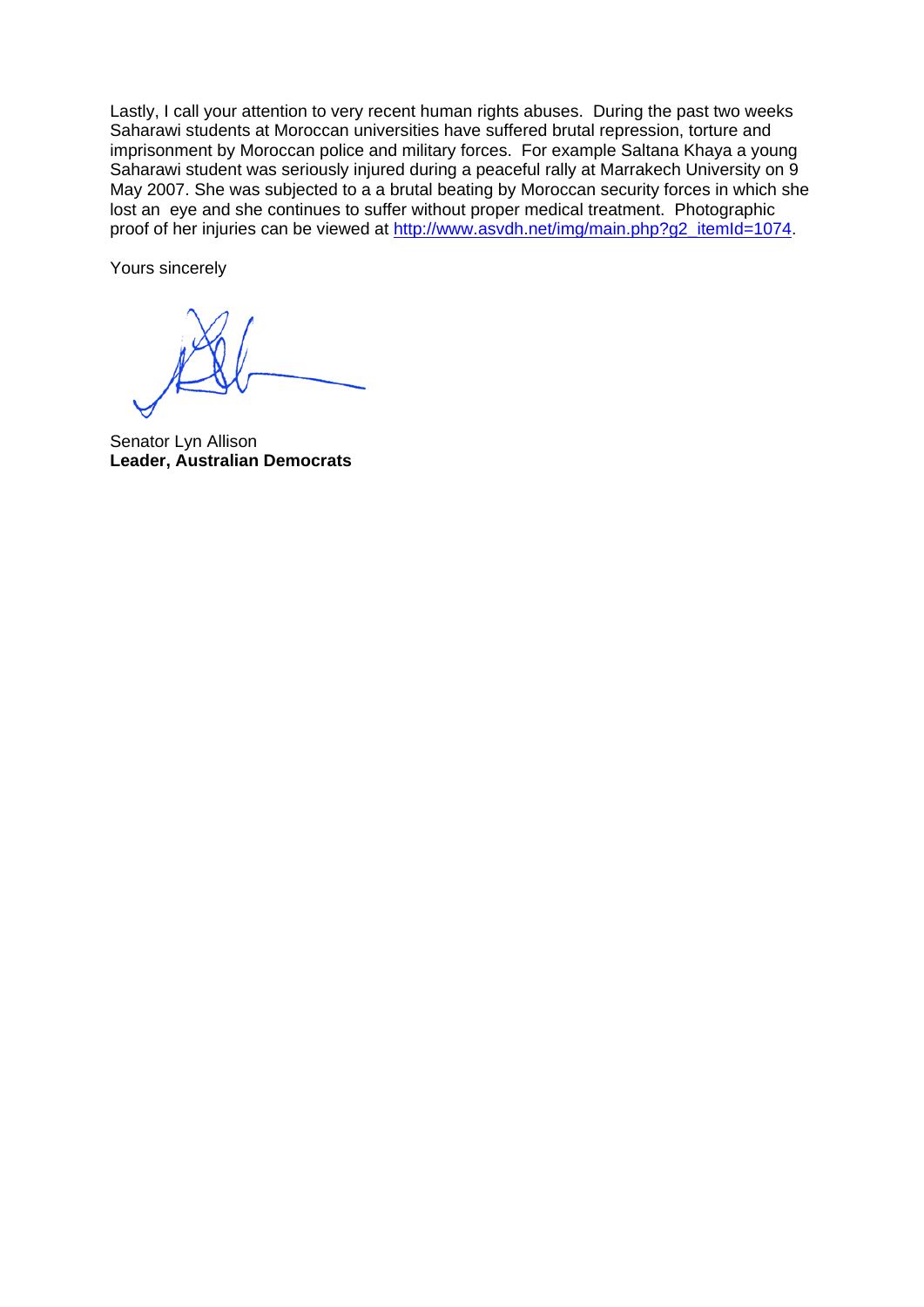Lastly, I call your attention to very recent human rights abuses. During the past two weeks Saharawi students at Moroccan universities have suffered brutal repression, torture and imprisonment by Moroccan police and military forces. For example Saltana Khaya a young Saharawi student was seriously injured during a peaceful rally at Marrakech University on 9 May 2007. She was subjected to a a brutal beating by Moroccan security forces in which she lost an eye and she continues to suffer without proper medical treatment. Photographic proof of her injuries can be viewed at http://www.asvdh.net/img/main.php?g2_itemId=1074.

Yours sincerely

Senator Lyn Allison
**Leader, Australian Democrats**